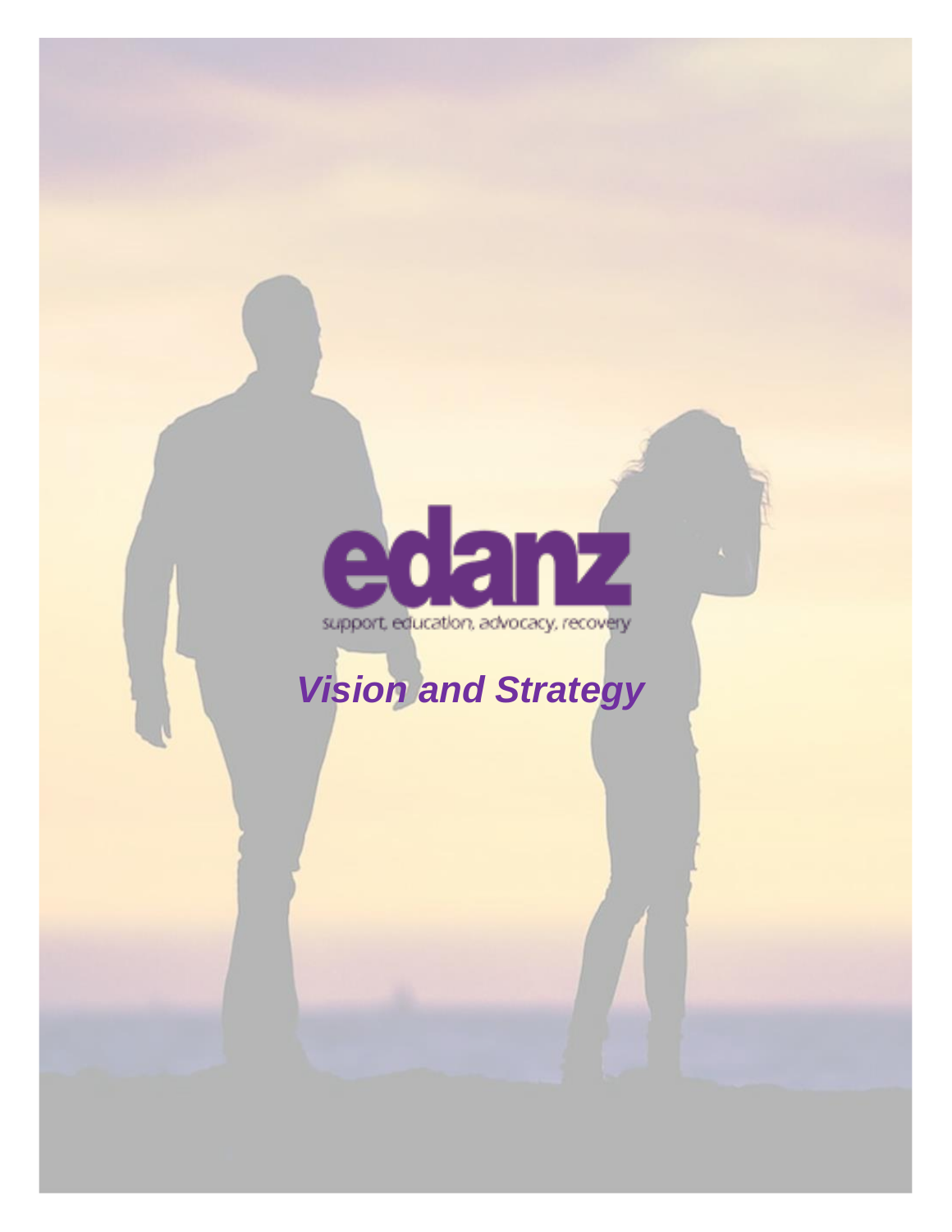# edanz

support, education, advocacy, recovery

## *Vision and Strategy*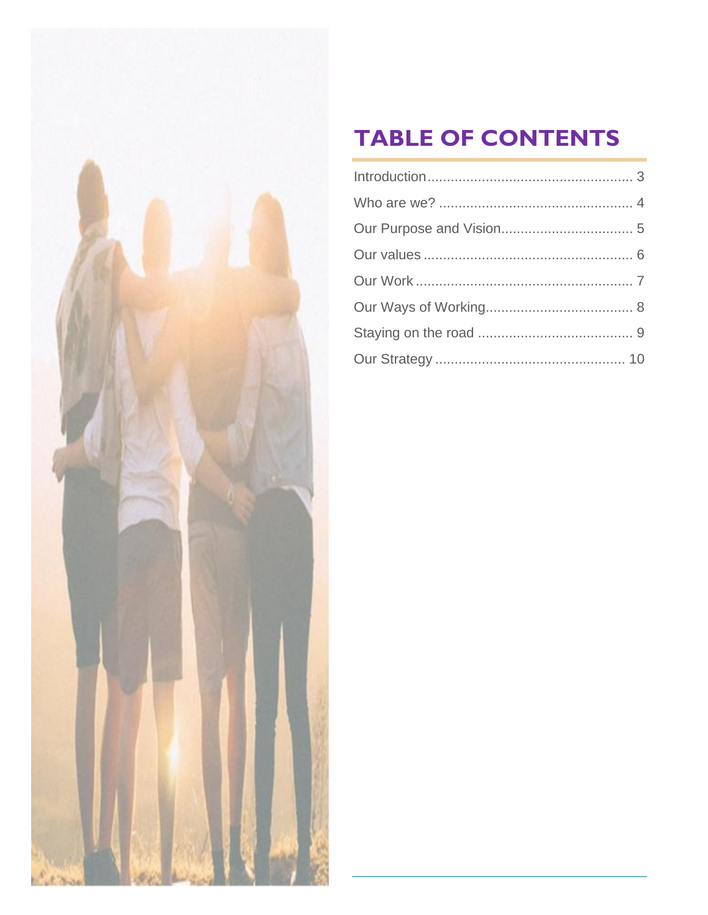# TABLE OF CONTENTS

Introduction .................................................... 3
Who are we? ................................................. 4
Our Purpose and Vision................................. 5
Our values ..................................................... 6
Our Work ....................................................... 7
Our Ways of Working..................................... 8
Staying on the road ....................................... 9
Our Strategy ................................................ 10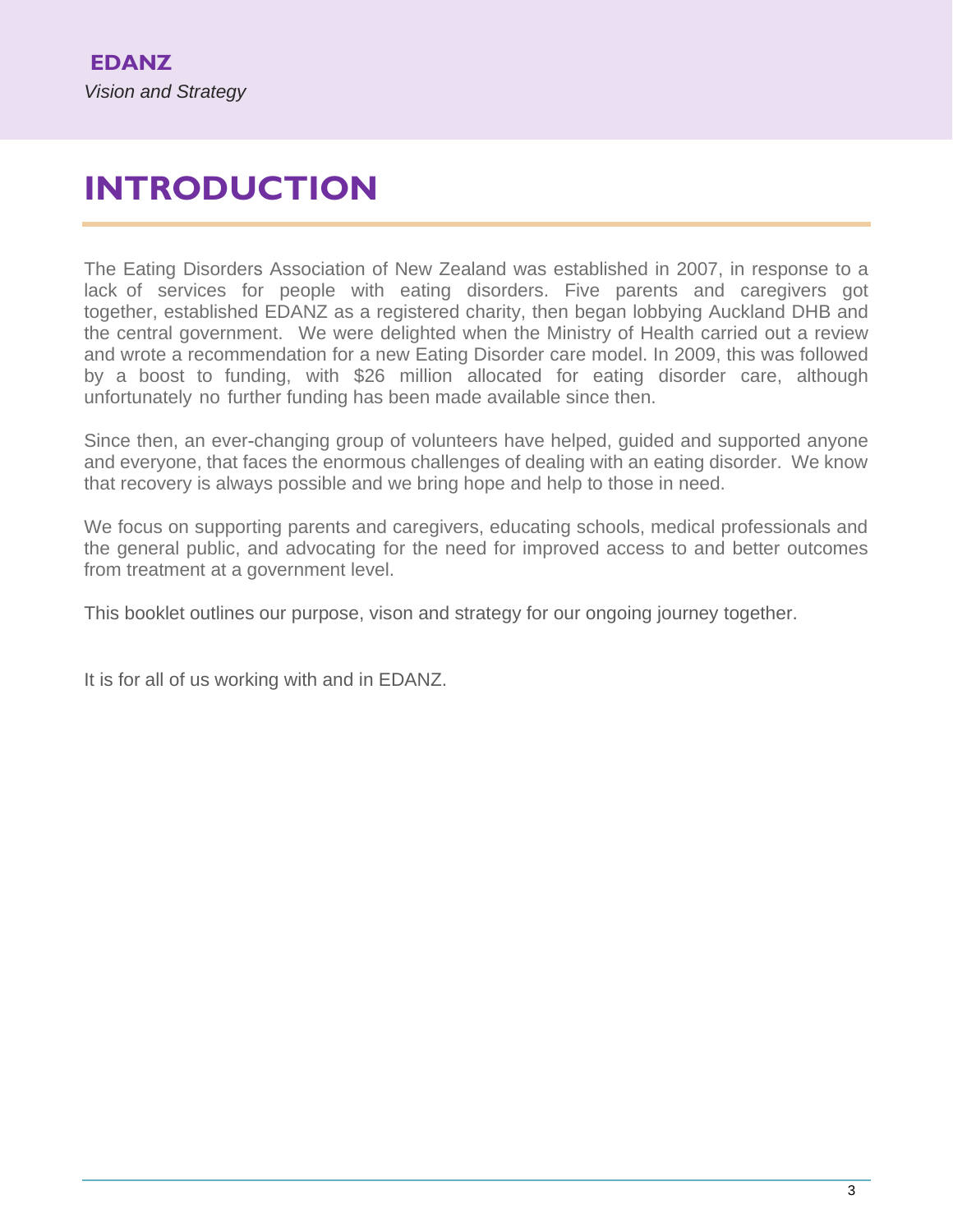# INTRODUCTION

The Eating Disorders Association of New Zealand was established in 2007, in response to a lack of services for people with eating disorders. Five parents and caregivers got together, established EDANZ as a registered charity, then began lobbying Auckland DHB and the central government. We were delighted when the Ministry of Health carried out a review and wrote a recommendation for a new Eating Disorder care model. In 2009, this was followed by a boost to funding, with $26 million allocated for eating disorder care, although unfortunately no further funding has been made available since then.

Since then, an ever-changing group of volunteers have helped, guided and supported anyone and everyone, that faces the enormous challenges of dealing with an eating disorder. We know that recovery is always possible and we bring hope and help to those in need.

We focus on supporting parents and caregivers, educating schools, medical professionals and the general public, and advocating for the need for improved access to and better outcomes from treatment at a government level.

This booklet outlines our purpose, vison and strategy for our ongoing journey together.

It is for all of us working with and in EDANZ.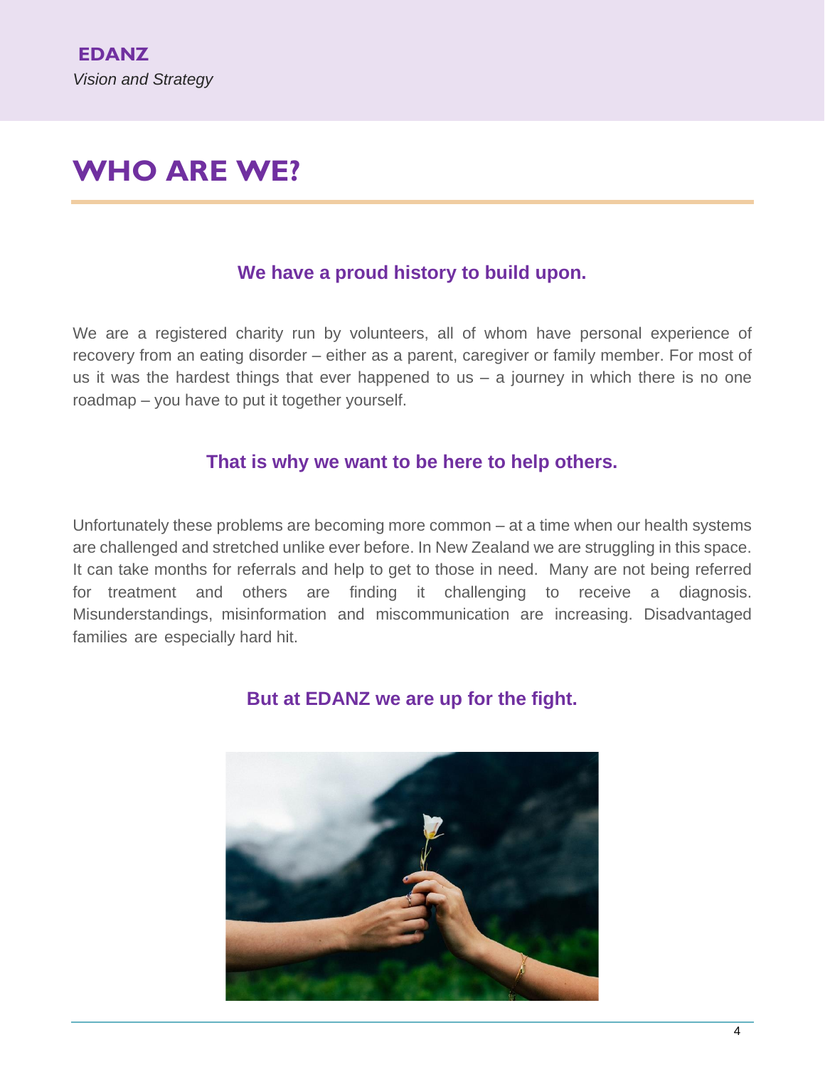# WHO ARE WE?

### We have a proud history to build upon.

We are a registered charity run by volunteers, all of whom have personal experience of recovery from an eating disorder – either as a parent, caregiver or family member. For most of us it was the hardest things that ever happened to us – a journey in which there is no one roadmap – you have to put it together yourself.

### That is why we want to be here to help others.

Unfortunately these problems are becoming more common – at a time when our health systems are challenged and stretched unlike ever before. In New Zealand we are struggling in this space. It can take months for referrals and help to get to those in need. Many are not being referred for treatment and others are finding it challenging to receive a diagnosis. Misunderstandings, misinformation and miscommunication are increasing. Disadvantaged families are especially hard hit.

### But at EDANZ we are up for the fight.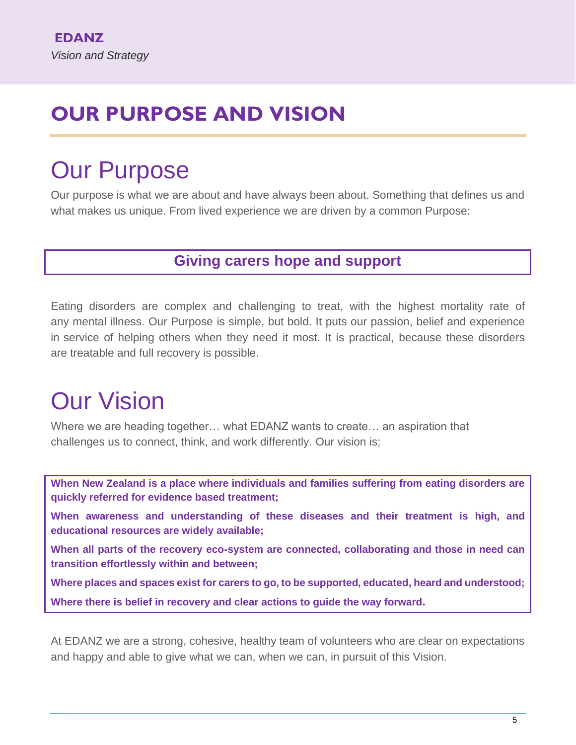# OUR PURPOSE AND VISION

## Our Purpose

Our purpose is what we are about and have always been about. Something that defines us and what makes us unique. From lived experience we are driven by a common Purpose:

**Giving carers hope and support**

Eating disorders are complex and challenging to treat, with the highest mortality rate of any mental illness. Our Purpose is simple, but bold. It puts our passion, belief and experience in service of helping others when they need it most. It is practical, because these disorders are treatable and full recovery is possible.

## Our Vision

Where we are heading together… what EDANZ wants to create… an aspiration that challenges us to connect, think, and work differently. Our vision is;

**When New Zealand is a place where individuals and families suffering from eating disorders are quickly referred for evidence based treatment;**

**When awareness and understanding of these diseases and their treatment is high, and educational resources are widely available;**

**When all parts of the recovery eco-system are connected, collaborating and those in need can transition effortlessly within and between;**

**Where places and spaces exist for carers to go, to be supported, educated, heard and understood;**

**Where there is belief in recovery and clear actions to guide the way forward.**

At EDANZ we are a strong, cohesive, healthy team of volunteers who are clear on expectations and happy and able to give what we can, when we can, in pursuit of this Vision.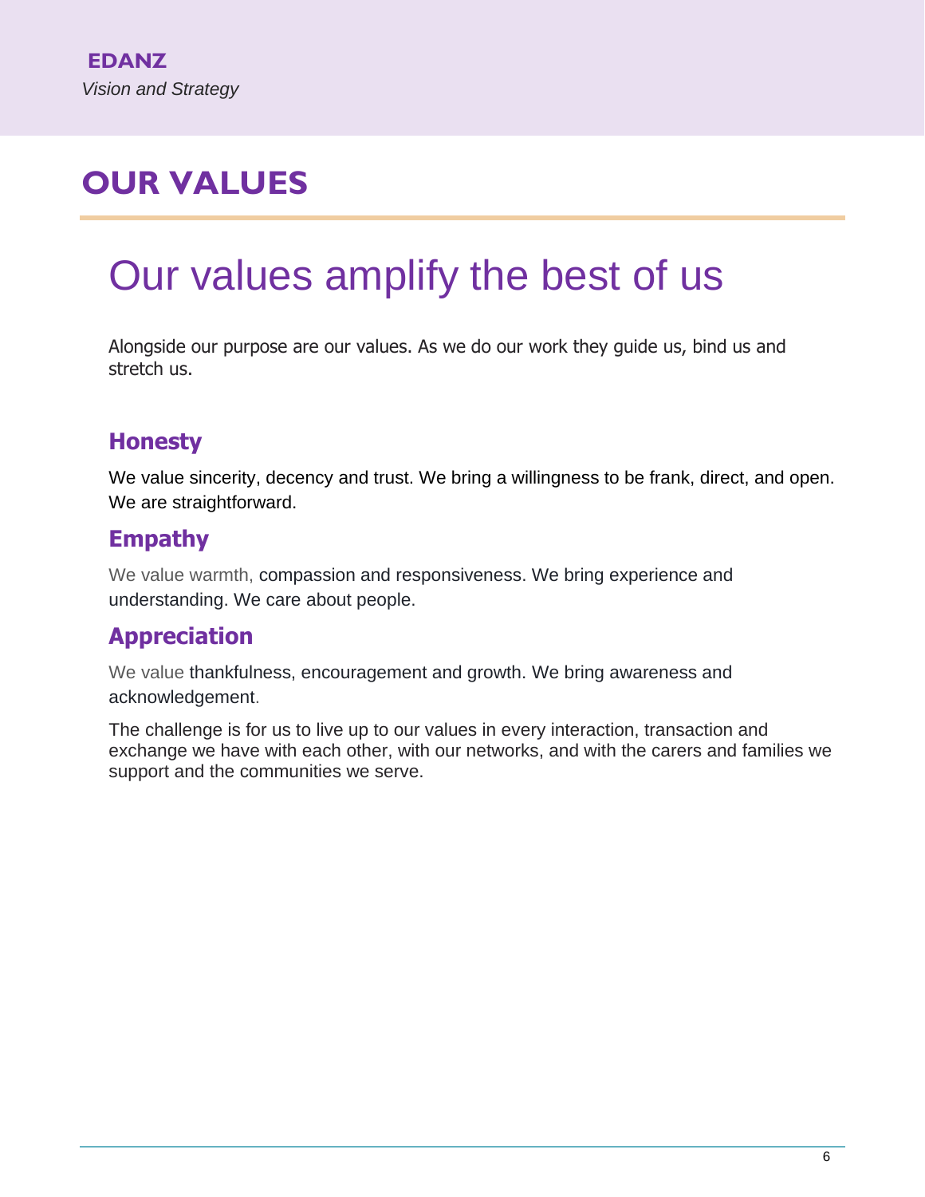# OUR VALUES

## Our values amplify the best of us

Alongside our purpose are our values. As we do our work they guide us, bind us and stretch us.

### Honesty

We value sincerity, decency and trust. We bring a willingness to be frank, direct, and open. We are straightforward.

### Empathy

We value warmth, compassion and responsiveness. We bring experience and understanding. We care about people.

### Appreciation

We value thankfulness, encouragement and growth. We bring awareness and acknowledgement.

The challenge is for us to live up to our values in every interaction, transaction and exchange we have with each other, with our networks, and with the carers and families we support and the communities we serve.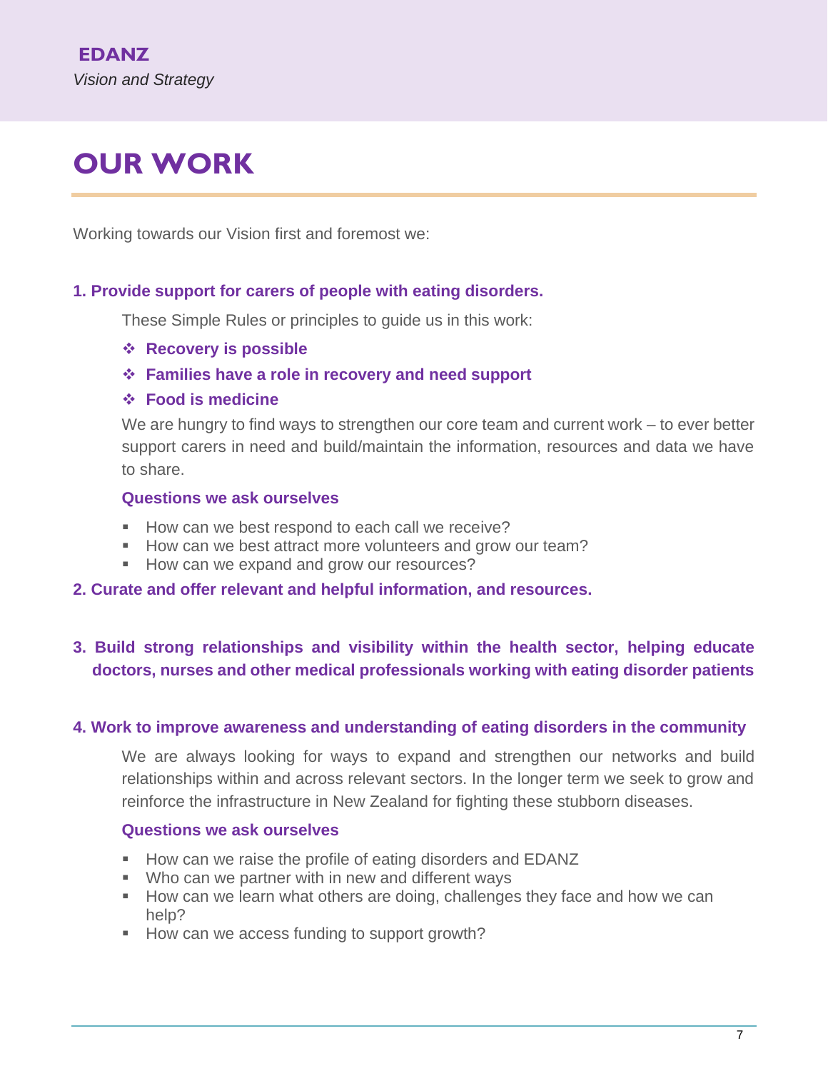# OUR WORK

Working towards our Vision first and foremost we:

**1. Provide support for carers of people with eating disorders.**

These Simple Rules or principles to guide us in this work:

- **Recovery is possible**
- **Families have a role in recovery and need support**
- **Food is medicine**

We are hungry to find ways to strengthen our core team and current work – to ever better support carers in need and build/maintain the information, resources and data we have to share.

**Questions we ask ourselves**

- How can we best respond to each call we receive?
- How can we best attract more volunteers and grow our team?
- How can we expand and grow our resources?

**2. Curate and offer relevant and helpful information, and resources.**

**3. Build strong relationships and visibility within the health sector, helping educate doctors, nurses and other medical professionals working with eating disorder patients**

**4. Work to improve awareness and understanding of eating disorders in the community**

We are always looking for ways to expand and strengthen our networks and build relationships within and across relevant sectors. In the longer term we seek to grow and reinforce the infrastructure in New Zealand for fighting these stubborn diseases.

**Questions we ask ourselves**

- How can we raise the profile of eating disorders and EDANZ
- Who can we partner with in new and different ways
- How can we learn what others are doing, challenges they face and how we can help?
- How can we access funding to support growth?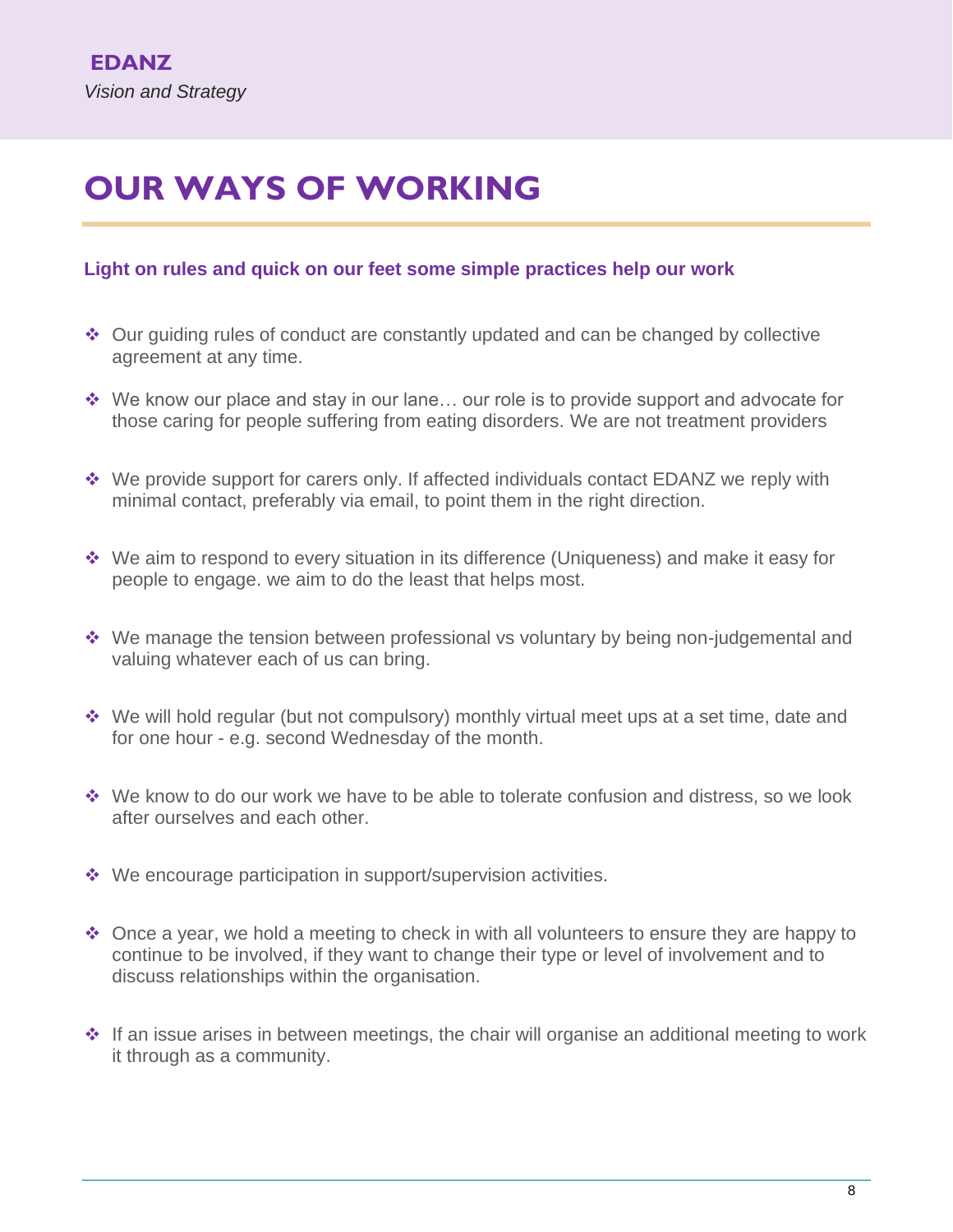# OUR WAYS OF WORKING

**Light on rules and quick on our feet some simple practices help our work**

- Our guiding rules of conduct are constantly updated and can be changed by collective agreement at any time.
- We know our place and stay in our lane… our role is to provide support and advocate for those caring for people suffering from eating disorders. We are not treatment providers
- We provide support for carers only. If affected individuals contact EDANZ we reply with minimal contact, preferably via email, to point them in the right direction.
- We aim to respond to every situation in its difference (Uniqueness) and make it easy for people to engage. we aim to do the least that helps most.
- We manage the tension between professional vs voluntary by being non-judgemental and valuing whatever each of us can bring.
- We will hold regular (but not compulsory) monthly virtual meet ups at a set time, date and for one hour - e.g. second Wednesday of the month.
- We know to do our work we have to be able to tolerate confusion and distress, so we look after ourselves and each other.
- We encourage participation in support/supervision activities.
- Once a year, we hold a meeting to check in with all volunteers to ensure they are happy to continue to be involved, if they want to change their type or level of involvement and to discuss relationships within the organisation.
- If an issue arises in between meetings, the chair will organise an additional meeting to work it through as a community.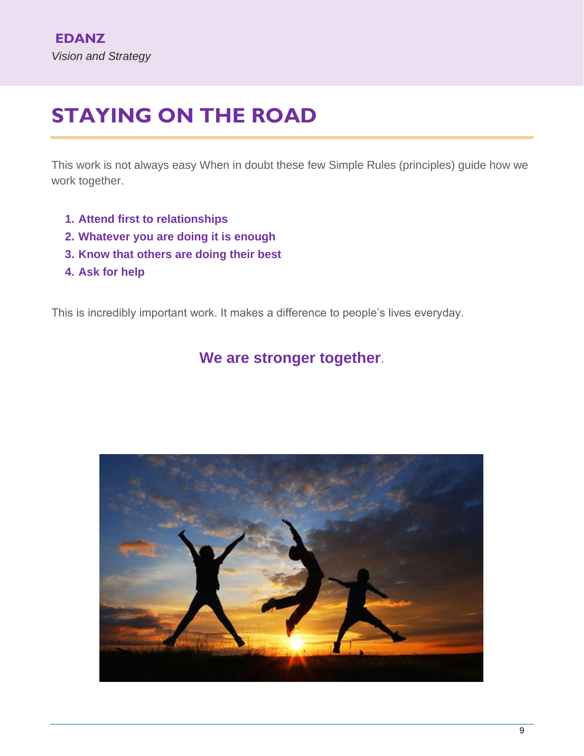# STAYING ON THE ROAD

This work is not always easy When in doubt these few Simple Rules (principles) guide how we work together.

1. **Attend first to relationships**
2. **Whatever you are doing it is enough**
3. **Know that others are doing their best**
4. **Ask for help**

This is incredibly important work. It makes a difference to people's lives everyday.

**We are stronger together**.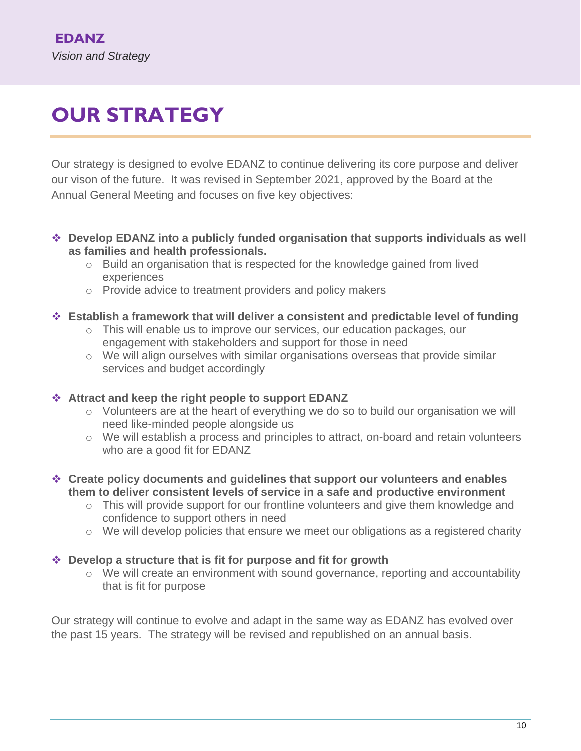# OUR STRATEGY

Our strategy is designed to evolve EDANZ to continue delivering its core purpose and deliver our vison of the future. It was revised in September 2021, approved by the Board at the Annual General Meeting and focuses on five key objectives:

- **Develop EDANZ into a publicly funded organisation that supports individuals as well as families and health professionals.**
  - Build an organisation that is respected for the knowledge gained from lived experiences
  - Provide advice to treatment providers and policy makers
- **Establish a framework that will deliver a consistent and predictable level of funding**
  - This will enable us to improve our services, our education packages, our engagement with stakeholders and support for those in need
  - We will align ourselves with similar organisations overseas that provide similar services and budget accordingly
- **Attract and keep the right people to support EDANZ**
  - Volunteers are at the heart of everything we do so to build our organisation we will need like-minded people alongside us
  - We will establish a process and principles to attract, on-board and retain volunteers who are a good fit for EDANZ
- **Create policy documents and guidelines that support our volunteers and enables them to deliver consistent levels of service in a safe and productive environment**
  - This will provide support for our frontline volunteers and give them knowledge and confidence to support others in need
  - We will develop policies that ensure we meet our obligations as a registered charity
- **Develop a structure that is fit for purpose and fit for growth**
  - We will create an environment with sound governance, reporting and accountability that is fit for purpose

Our strategy will continue to evolve and adapt in the same way as EDANZ has evolved over the past 15 years. The strategy will be revised and republished on an annual basis.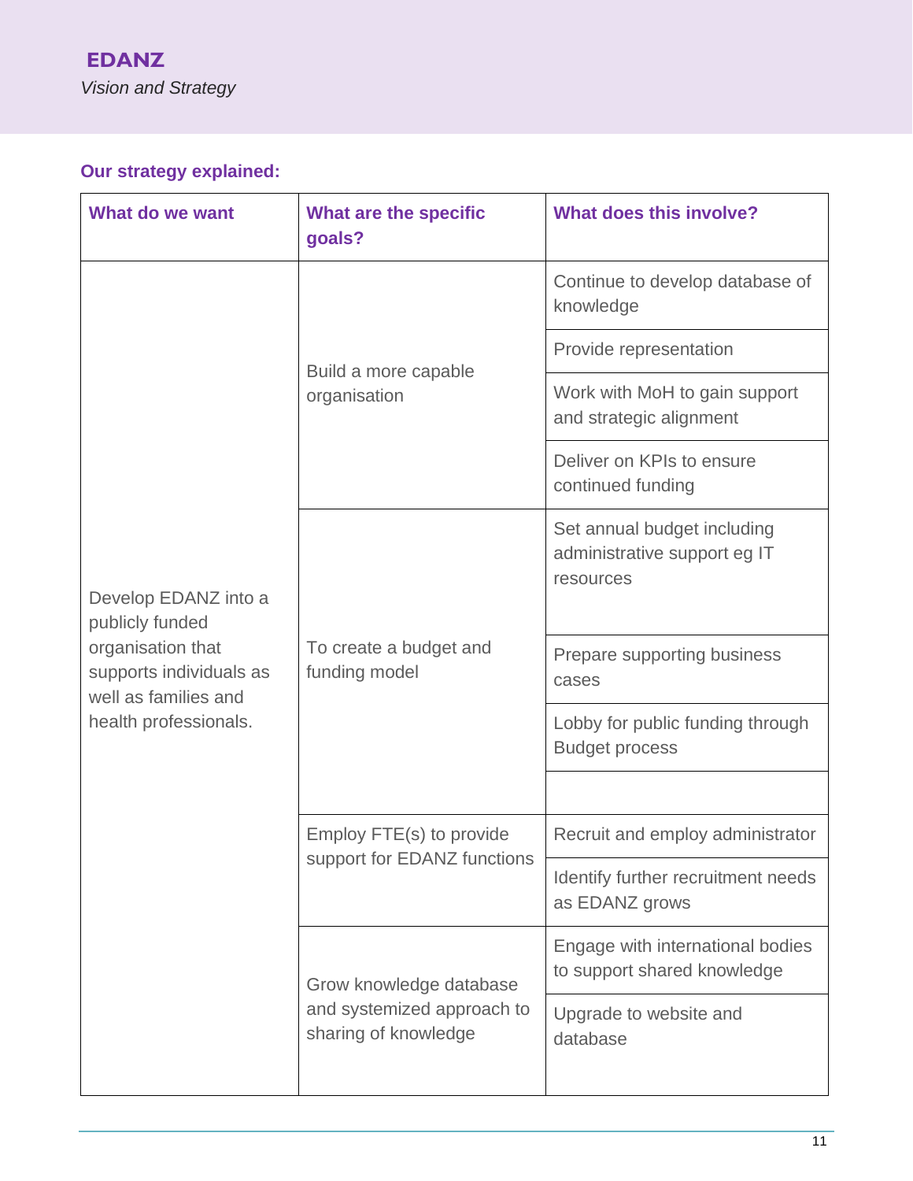**Our strategy explained:**

| What do we want | What are the specific goals? | What does this involve? |
|---|---|---|
| Develop EDANZ into a publicly funded organisation that supports individuals as well as families and health professionals. | Build a more capable organisation | Continue to develop database of knowledge |
| | | Provide representation |
| | | Work with MoH to gain support and strategic alignment |
| | | Deliver on KPIs to ensure continued funding |
| | To create a budget and funding model | Set annual budget including administrative support eg IT resources |
| | | Prepare supporting business cases |
| | | Lobby for public funding through Budget process |
| | | |
| | Employ FTE(s) to provide support for EDANZ functions | Recruit and employ administrator |
| | | Identify further recruitment needs as EDANZ grows |
| | Grow knowledge database and systemized approach to sharing of knowledge | Engage with international bodies to support shared knowledge |
| | | Upgrade to website and database |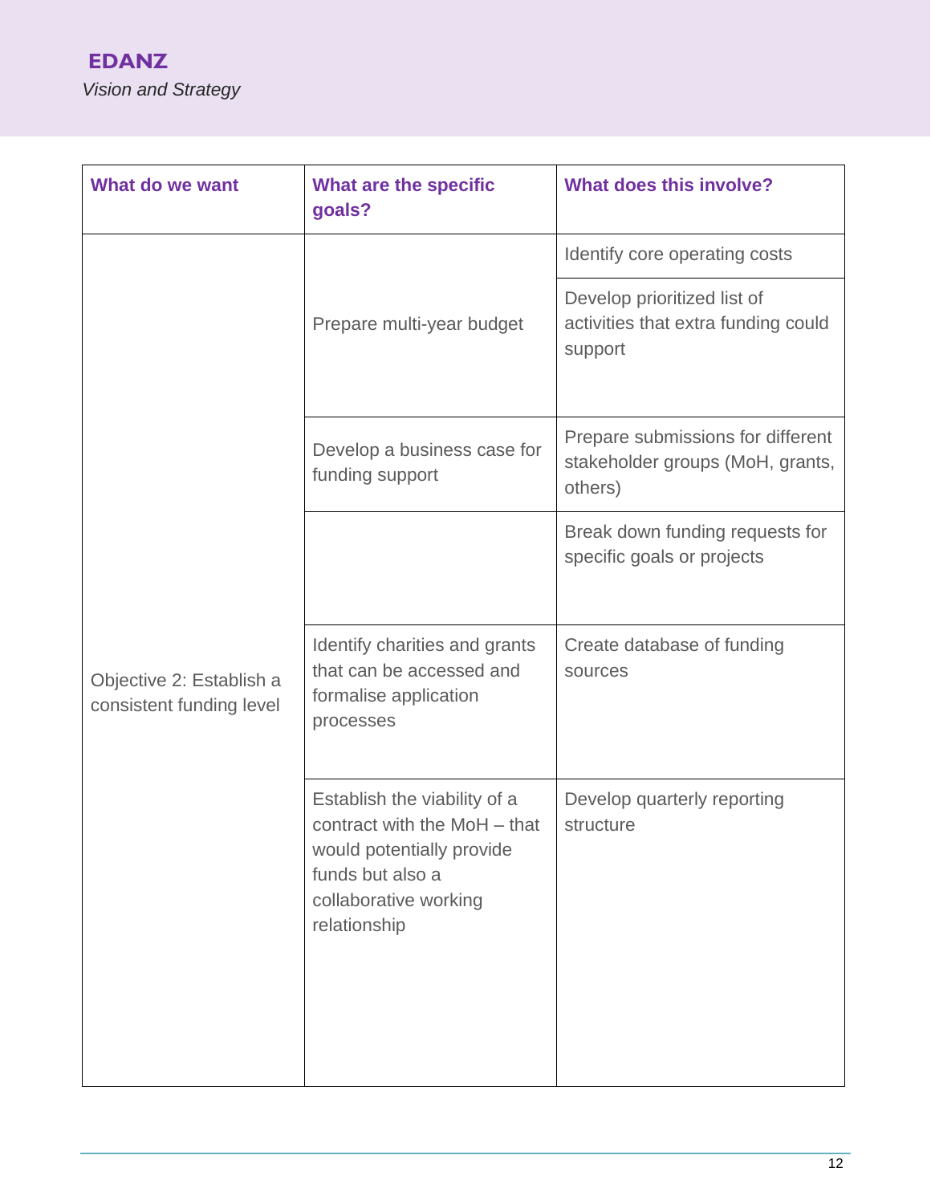| What do we want | What are the specific goals? | What does this involve? |
| --- | --- | --- |
| Objective 2: Establish a consistent funding level | Prepare multi-year budget | Identify core operating costs |
| | | Develop prioritized list of activities that extra funding could support |
| | Develop a business case for funding support | Prepare submissions for different stakeholder groups (MoH, grants, others) |
| | | Break down funding requests for specific goals or projects |
| | Identify charities and grants that can be accessed and formalise application processes | Create database of funding sources |
| | Establish the viability of a contract with the MoH – that would potentially provide funds but also a collaborative working relationship | Develop quarterly reporting structure |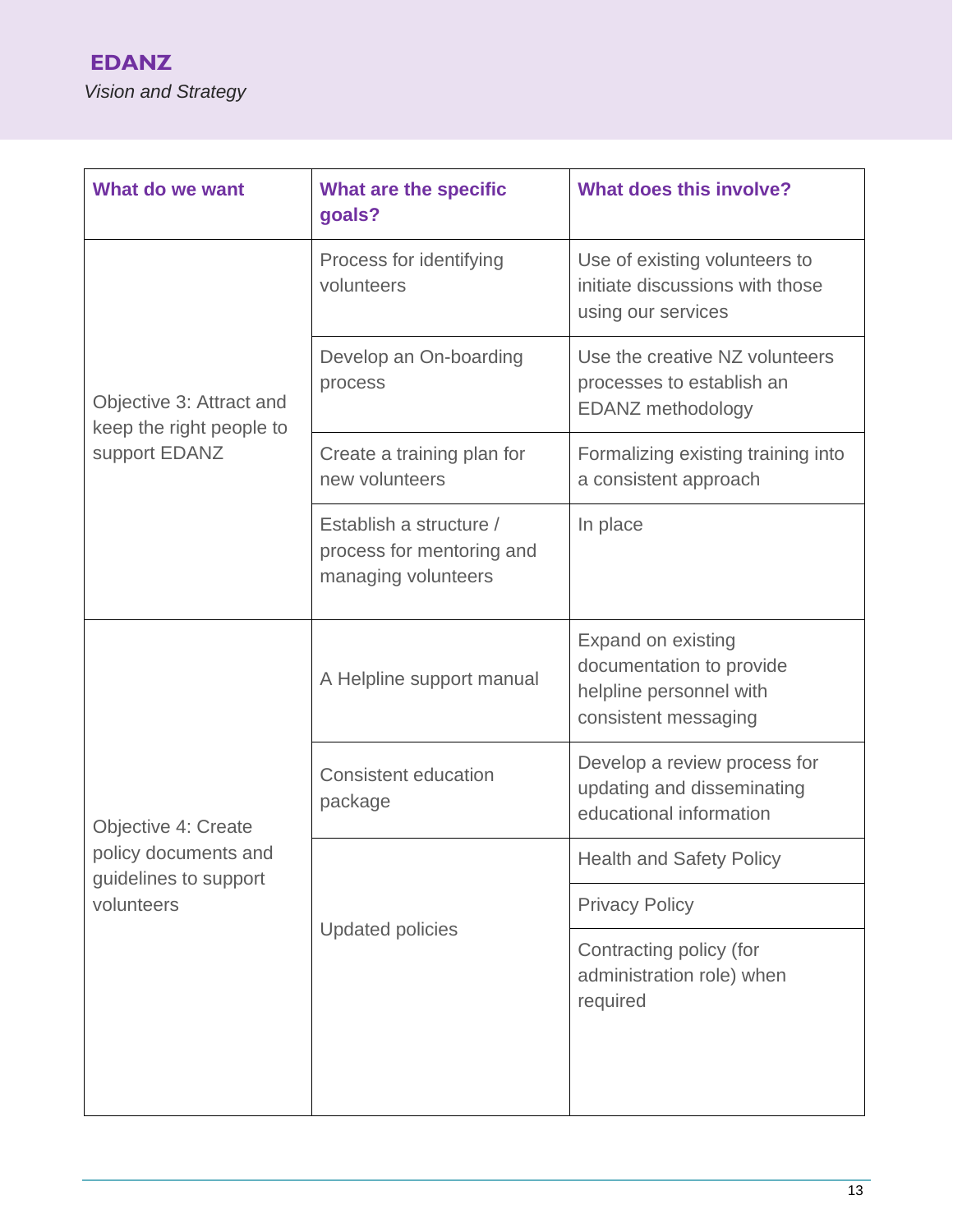| What do we want | What are the specific goals? | What does this involve? |
|---|---|---|
| Objective 3: Attract and keep the right people to support EDANZ | Process for identifying volunteers | Use of existing volunteers to initiate discussions with those using our services |
| | Develop an On-boarding process | Use the creative NZ volunteers processes to establish an EDANZ methodology |
| | Create a training plan for new volunteers | Formalizing existing training into a consistent approach |
| | Establish a structure / process for mentoring and managing volunteers | In place |
| Objective 4: Create policy documents and guidelines to support volunteers | A Helpline support manual | Expand on existing documentation to provide helpline personnel with consistent messaging |
| | Consistent education package | Develop a review process for updating and disseminating educational information |
| | Updated policies | Health and Safety Policy |
| | | Privacy Policy |
| | | Contracting policy (for administration role) when required |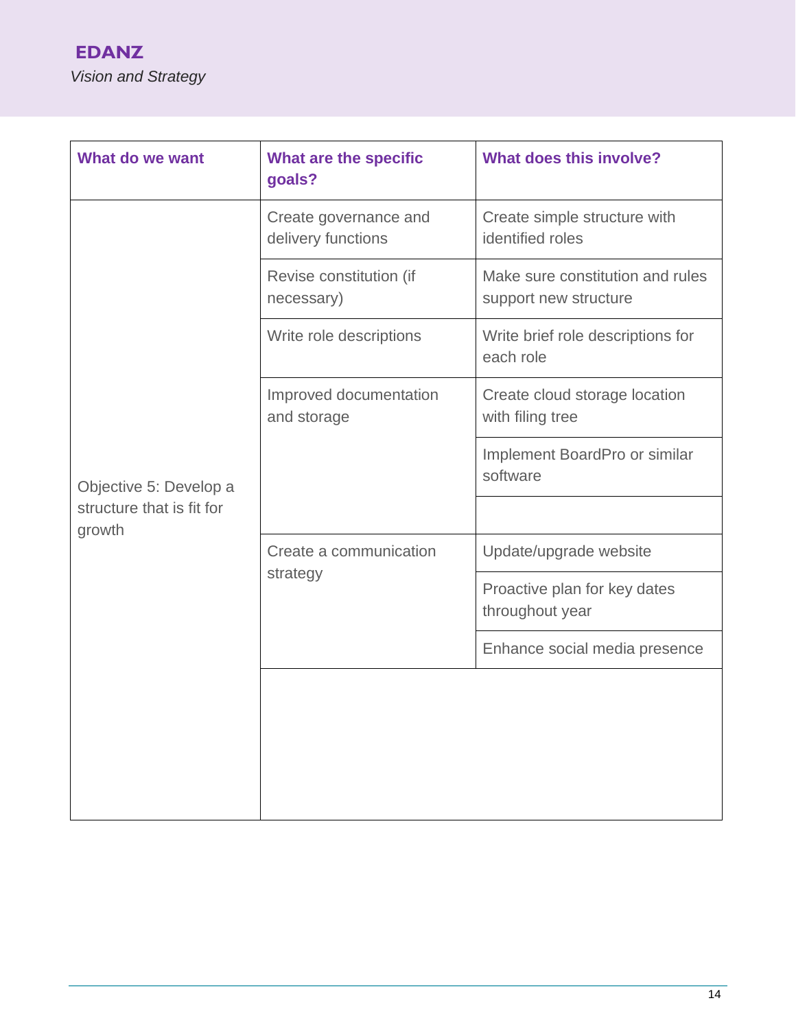| What do we want | What are the specific goals? | What does this involve? |
|---|---|---|
| Objective 5: Develop a structure that is fit for growth | Create governance and delivery functions | Create simple structure with identified roles |
| | Revise constitution (if necessary) | Make sure constitution and rules support new structure |
| | Write role descriptions | Write brief role descriptions for each role |
| | Improved documentation and storage | Create cloud storage location with filing tree |
| | | Implement BoardPro or similar software |
| | | |
| | Create a communication strategy | Update/upgrade website |
| | | Proactive plan for key dates throughout year |
| | | Enhance social media presence |
| | | |